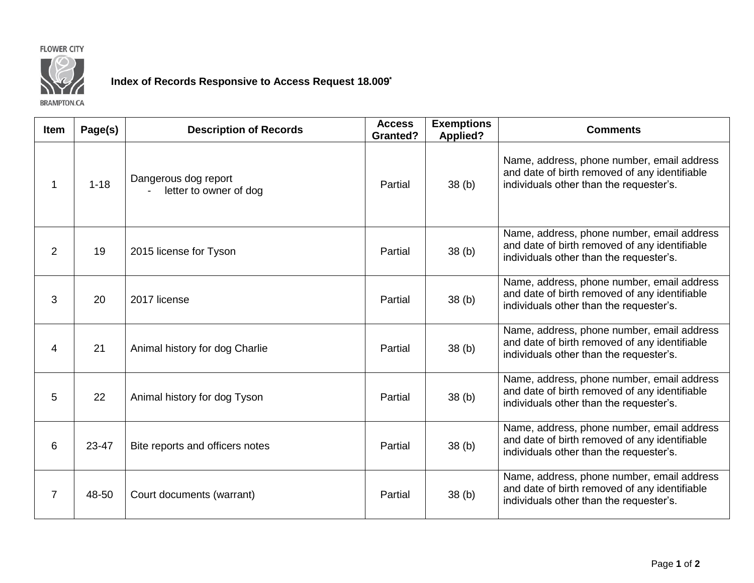FLOWER CITY

BRAMPTON.CA

# Index of Records Responsive to Access Request 18.009*

| Item | Page(s) | Description of Records | Access Granted? | Exemptions Applied? | Comments |
|---|---|---|---|---|---|
| 1 | 1-18 | Dangerous dog report<br>- letter to owner of dog | Partial | 38 (b) | Name, address, phone number, email address and date of birth removed of any identifiable individuals other than the requester's. |
| 2 | 19 | 2015 license for Tyson | Partial | 38 (b) | Name, address, phone number, email address and date of birth removed of any identifiable individuals other than the requester's. |
| 3 | 20 | 2017 license | Partial | 38 (b) | Name, address, phone number, email address and date of birth removed of any identifiable individuals other than the requester's. |
| 4 | 21 | Animal history for dog Charlie | Partial | 38 (b) | Name, address, phone number, email address and date of birth removed of any identifiable individuals other than the requester's. |
| 5 | 22 | Animal history for dog Tyson | Partial | 38 (b) | Name, address, phone number, email address and date of birth removed of any identifiable individuals other than the requester's. |
| 6 | 23-47 | Bite reports and officers notes | Partial | 38 (b) | Name, address, phone number, email address and date of birth removed of any identifiable individuals other than the requester's. |
| 7 | 48-50 | Court documents (warrant) | Partial | 38 (b) | Name, address, phone number, email address and date of birth removed of any identifiable individuals other than the requester's. |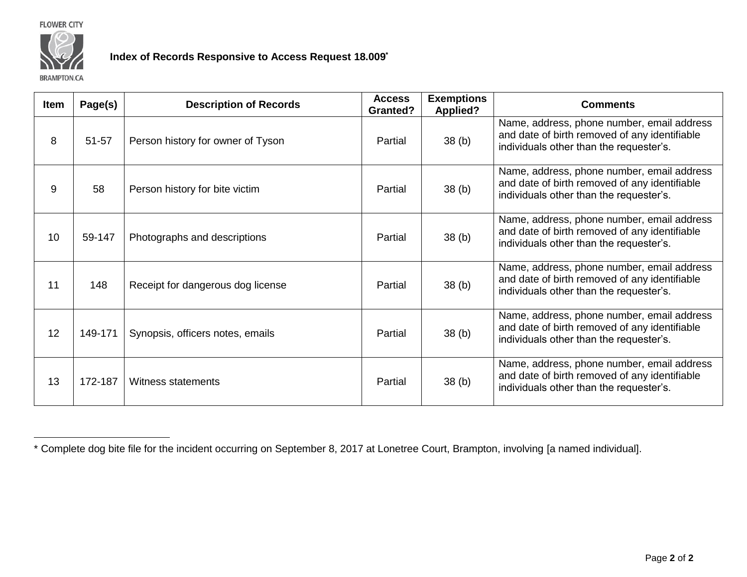FLOWER CITY

BRAMPTON.CA

**Index of Records Responsive to Access Request 18.009***

| Item | Page(s) | Description of Records | Access Granted? | Exemptions Applied? | Comments |
|---|---|---|---|---|---|
| 8 | 51-57 | Person history for owner of Tyson | Partial | 38 (b) | Name, address, phone number, email address and date of birth removed of any identifiable individuals other than the requester's. |
| 9 | 58 | Person history for bite victim | Partial | 38 (b) | Name, address, phone number, email address and date of birth removed of any identifiable individuals other than the requester's. |
| 10 | 59-147 | Photographs and descriptions | Partial | 38 (b) | Name, address, phone number, email address and date of birth removed of any identifiable individuals other than the requester's. |
| 11 | 148 | Receipt for dangerous dog license | Partial | 38 (b) | Name, address, phone number, email address and date of birth removed of any identifiable individuals other than the requester's. |
| 12 | 149-171 | Synopsis, officers notes, emails | Partial | 38 (b) | Name, address, phone number, email address and date of birth removed of any identifiable individuals other than the requester's. |
| 13 | 172-187 | Witness statements | Partial | 38 (b) | Name, address, phone number, email address and date of birth removed of any identifiable individuals other than the requester's. |

* Complete dog bite file for the incident occurring on September 8, 2017 at Lonetree Court, Brampton, involving [a named individual].